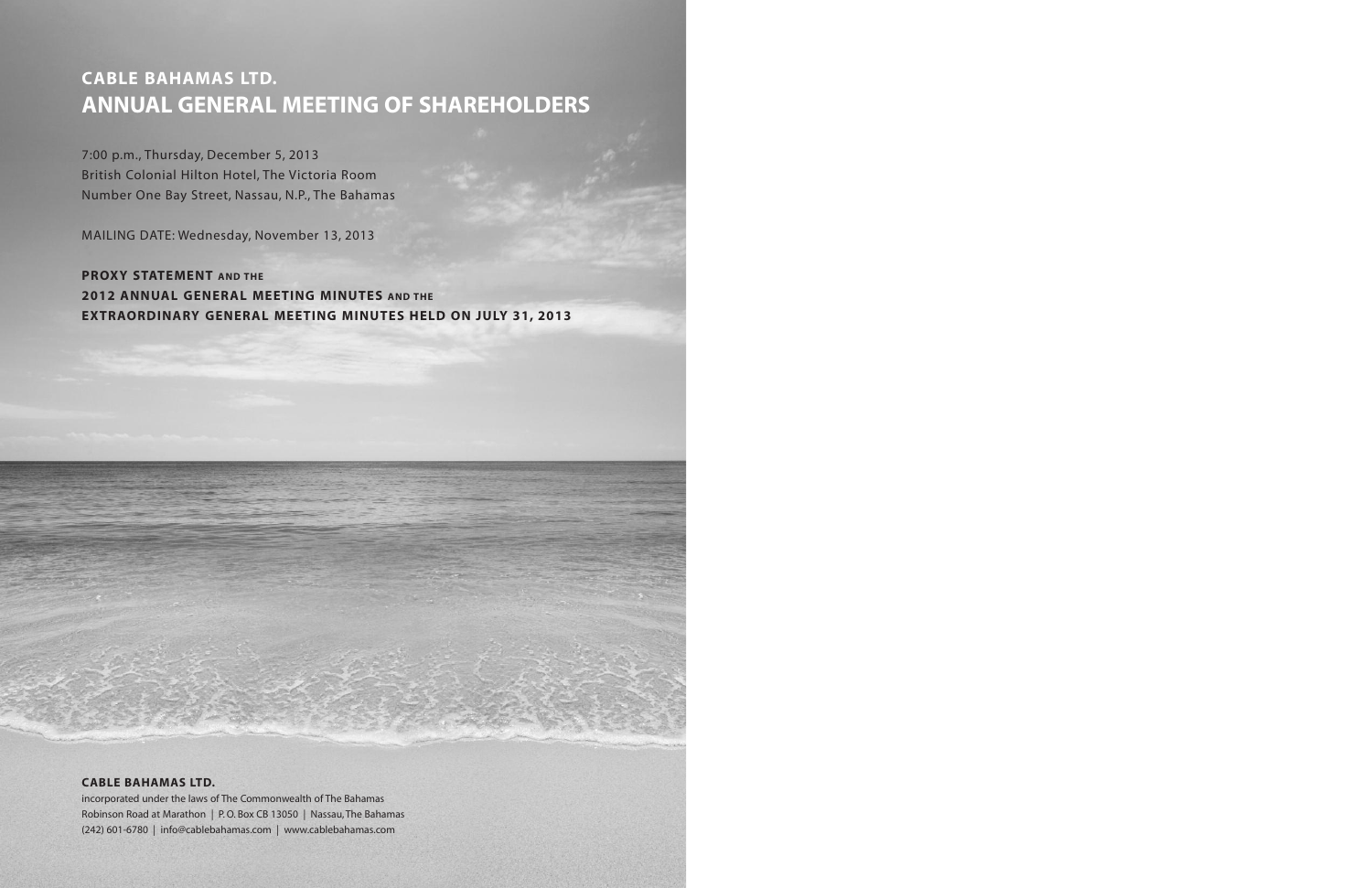# CABLE BAHAMAS LTD.
# ANNUAL GENERAL MEETING OF SHAREHOLDERS

7:00 p.m., Thursday, December 5, 2013
British Colonial Hilton Hotel, The Victoria Room
Number One Bay Street, Nassau, N.P., The Bahamas

MAILING DATE: Wednesday, November 13, 2013

**PROXY STATEMENT AND THE**
**2012 ANNUAL GENERAL MEETING MINUTES AND THE**
**EXTRAORDINARY GENERAL MEETING MINUTES HELD ON JULY 31, 2013**

**CABLE BAHAMAS LTD.**
incorporated under the laws of The Commonwealth of The Bahamas
Robinson Road at Marathon | P. O. Box CB 13050 | Nassau, The Bahamas
(242) 601-6780 | info@cablebahamas.com | www.cablebahamas.com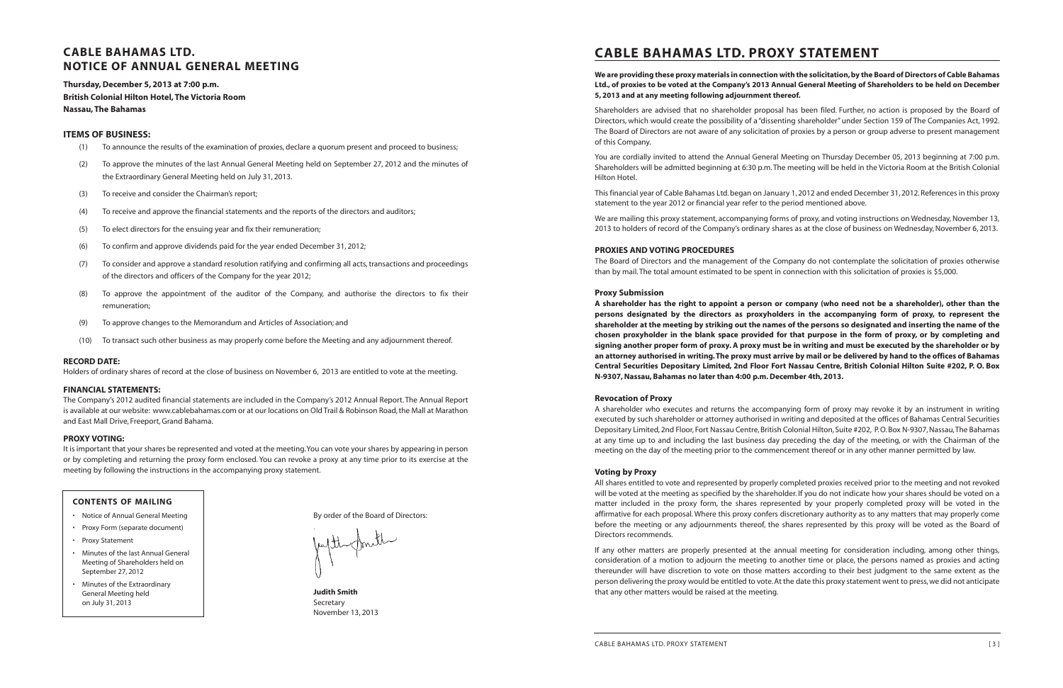# CABLE BAHAMAS LTD.
# NOTICE OF ANNUAL GENERAL MEETING

**Thursday, December 5, 2013 at 7:00 p.m.**
**British Colonial Hilton Hotel, The Victoria Room**
**Nassau, The Bahamas**

## ITEMS OF BUSINESS:

(1) To announce the results of the examination of proxies, declare a quorum present and proceed to business;

(2) To approve the minutes of the last Annual General Meeting held on September 27, 2012 and the minutes of the Extraordinary General Meeting held on July 31, 2013.

(3) To receive and consider the Chairman's report;

(4) To receive and approve the financial statements and the reports of the directors and auditors;

(5) To elect directors for the ensuing year and fix their remuneration;

(6) To confirm and approve dividends paid for the year ended December 31, 2012;

(7) To consider and approve a standard resolution ratifying and confirming all acts, transactions and proceedings of the directors and officers of the Company for the year 2012;

(8) To approve the appointment of the auditor of the Company, and authorise the directors to fix their remuneration;

(9) To approve changes to the Memorandum and Articles of Association; and

(10) To transact such other business as may properly come before the Meeting and any adjournment thereof.

## RECORD DATE:

Holders of ordinary shares of record at the close of business on November 6, 2013 are entitled to vote at the meeting.

## FINANCIAL STATEMENTS:

The Company's 2012 audited financial statements are included in the Company's 2012 Annual Report. The Annual Report is available at our website: www.cablebahamas.com or at our locations on Old Trail & Robinson Road, the Mall at Marathon and East Mall Drive, Freeport, Grand Bahama.

## PROXY VOTING:

It is important that your shares be represented and voted at the meeting. You can vote your shares by appearing in person or by completing and returning the proxy form enclosed. You can revoke a proxy at any time prior to its exercise at the meeting by following the instructions in the accompanying proxy statement.

### CONTENTS OF MAILING

- Notice of Annual General Meeting
- Proxy Form (separate document)
- Proxy Statement
- Minutes of the last Annual General Meeting of Shareholders held on September 27, 2012
- Minutes of the Extraordinary General Meeting held on July 31, 2013

By order of the Board of Directors:

**Judith Smith**
Secretary
November 13, 2013

# CABLE BAHAMAS LTD. PROXY STATEMENT

**We are providing these proxy materials in connection with the solicitation, by the Board of Directors of Cable Bahamas Ltd., of proxies to be voted at the Company's 2013 Annual General Meeting of Shareholders to be held on December 5, 2013 and at any meeting following adjournment thereof.**

Shareholders are advised that no shareholder proposal has been filed. Further, no action is proposed by the Board of Directors, which would create the possibility of a "dissenting shareholder" under Section 159 of The Companies Act, 1992. The Board of Directors are not aware of any solicitation of proxies by a person or group adverse to present management of this Company.

You are cordially invited to attend the Annual General Meeting on Thursday December 05, 2013 beginning at 7:00 p.m. Shareholders will be admitted beginning at 6:30 p.m. The meeting will be held in the Victoria Room at the British Colonial Hilton Hotel.

This financial year of Cable Bahamas Ltd. began on January 1, 2012 and ended December 31, 2012. References in this proxy statement to the year 2012 or financial year refer to the period mentioned above.

We are mailing this proxy statement, accompanying forms of proxy, and voting instructions on Wednesday, November 13, 2013 to holders of record of the Company's ordinary shares as at the close of business on Wednesday, November 6, 2013.

## PROXIES AND VOTING PROCEDURES

The Board of Directors and the management of the Company do not contemplate the solicitation of proxies otherwise than by mail. The total amount estimated to be spent in connection with this solicitation of proxies is $5,000.

### Proxy Submission

**A shareholder has the right to appoint a person or company (who need not be a shareholder), other than the persons designated by the directors as proxyholders in the accompanying form of proxy, to represent the shareholder at the meeting by striking out the names of the persons so designated and inserting the name of the chosen proxyholder in the blank space provided for that purpose in the form of proxy, or by completing and signing another proper form of proxy. A proxy must be in writing and must be executed by the shareholder or by an attorney authorised in writing. The proxy must arrive by mail or be delivered by hand to the offices of Bahamas Central Securities Depositary Limited, 2nd Floor Fort Nassau Centre, British Colonial Hilton Suite #202, P. O. Box N-9307, Nassau, Bahamas no later than 4:00 p.m. December 4th, 2013.**

### Revocation of Proxy

A shareholder who executes and returns the accompanying form of proxy may revoke it by an instrument in writing executed by such shareholder or attorney authorised in writing and deposited at the offices of Bahamas Central Securities Depositary Limited, 2nd Floor, Fort Nassau Centre, British Colonial Hilton, Suite #202, P. O. Box N-9307, Nassau, The Bahamas at any time up to and including the last business day preceding the day of the meeting, or with the Chairman of the meeting on the day of the meeting prior to the commencement thereof or in any other manner permitted by law.

### Voting by Proxy

All shares entitled to vote and represented by properly completed proxies received prior to the meeting and not revoked will be voted at the meeting as specified by the shareholder. If you do not indicate how your shares should be voted on a matter included in the proxy form, the shares represented by your properly completed proxy will be voted in the affirmative for each proposal. Where this proxy confers discretionary authority as to any matters that may properly come before the meeting or any adjournments thereof, the shares represented by this proxy will be voted as the Board of Directors recommends.

If any other matters are properly presented at the annual meeting for consideration including, among other things, consideration of a motion to adjourn the meeting to another time or place, the persons named as proxies and acting thereunder will have discretion to vote on those matters according to their best judgment to the same extent as the person delivering the proxy would be entitled to vote. At the date this proxy statement went to press, we did not anticipate that any other matters would be raised at the meeting.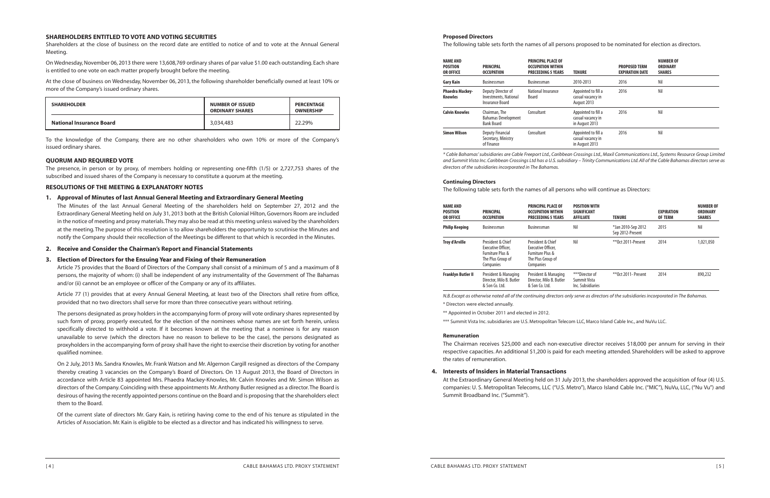### SHAREHOLDERS ENTITLED TO VOTE AND VOTING SECURITIES

Shareholders at the close of business on the record date are entitled to notice of and to vote at the Annual General Meeting.

On Wednesday, November 06, 2013 there were 13,608,769 ordinary shares of par value $1.00 each outstanding. Each share is entitled to one vote on each matter properly brought before the meeting.

At the close of business on Wednesday, November 06, 2013, the following shareholder beneficially owned at least 10% or more of the Company's issued ordinary shares.

| SHAREHOLDER | NUMBER OF ISSUED ORDINARY SHARES | PERCENTAGE OWNERSHIP |
|---|---|---|
| National Insurance Board | 3,034,483 | 22.29% |

To the knowledge of the Company, there are no other shareholders who own 10% or more of the Company's issued ordinary shares.

### QUORUM AND REQUIRED VOTE

The presence, in person or by proxy, of members holding or representing one-fifth (1/5) or 2,727,753 shares of the subscribed and issued shares of the Company is necessary to constitute a quorum at the meeting.

### RESOLUTIONS OF THE MEETING & EXPLANATORY NOTES

#### 1. Approval of Minutes of last Annual General Meeting and Extraordinary General Meeting

The Minutes of the last Annual General Meeting of the shareholders held on September 27, 2012 and the Extraordinary General Meeting held on July 31, 2013 both at the British Colonial Hilton, Governors Room are included in the notice of meeting and proxy materials. They may also be read at this meeting unless waived by the shareholders at the meeting. The purpose of this resolution is to allow shareholders the opportunity to scrutinise the Minutes and notify the Company should their recollection of the Meetings be different to that which is recorded in the Minutes.

#### 2. Receive and Consider the Chairman's Report and Financial Statements

#### 3. Election of Directors for the Ensuing Year and Fixing of their Remuneration

Article 75 provides that the Board of Directors of the Company shall consist of a minimum of 5 and a maximum of 8 persons, the majority of whom: (i) shall be independent of any instrumentality of the Government of The Bahamas and/or (ii) cannot be an employee or officer of the Company or any of its affiliates.

Article 77 (1) provides that at every Annual General Meeting, at least two of the Directors shall retire from office, provided that no two directors shall serve for more than three consecutive years without retiring.

The persons designated as proxy holders in the accompanying form of proxy will vote ordinary shares represented by such form of proxy, properly executed, for the election of the nominees whose names are set forth herein, unless specifically directed to withhold a vote. If it becomes known at the meeting that a nominee is for any reason unavailable to serve (which the directors have no reason to believe to be the case), the persons designated as proxyholders in the accompanying form of proxy shall have the right to exercise their discretion by voting for another qualified nominee.

On 2 July, 2013 Ms. Sandra Knowles, Mr. Frank Watson and Mr. Algernon Cargill resigned as directors of the Company thereby creating 3 vacancies on the Company's Board of Directors. On 13 August 2013, the Board of Directors in accordance with Article 83 appointed Mrs. Phaedra Mackey-Knowles, Mr. Calvin Knowles and Mr. Simon Wilson as directors of the Company. Coinciding with these appointments Mr. Anthony Butler resigned as a director. The Board is desirous of having the recently appointed persons continue on the Board and is proposing that the shareholders elect them to the Board.

Of the current slate of directors Mr. Gary Kain, is retiring having come to the end of his tenure as stipulated in the Articles of Association. Mr. Kain is eligible to be elected as a director and has indicated his willingness to serve.

#### Proposed Directors

The following table sets forth the names of all persons proposed to be nominated for election as directors.

| NAME AND POSITION OR OFFICE | PRINCIPAL OCCUPATION | PRINCIPAL PLACE OF OCCUPATION WITHIN PRECEEDING 5 YEARS | TENURE | PROPOSED TERM EXPIRATION DATE | NUMBER OF ORDINARY SHARES |
|---|---|---|---|---|---|
| Gary Kain | Businessman | Businessman | 2010-2013 | 2016 | Nil |
| Phaedra Mackey-Knowles | Deputy Director of Investments, National Insurance Board | National Insurance Board | Appointed to fill a casual vacancy in August 2013 | 2016 | Nil |
| Calvin Knowles | Chairman, The Bahamas Development Bank Board | Consultant | Appointed to fill a casual vacancy in in August 2013 | 2016 | Nil |
| Simon Wilson | Deputy Financial Secretary, Ministry of Finance | Consultant | Appointed to fill a casual vacancy in in August 2013 | 2016 | Nil |

*\* Cable Bahamas' subsidiaries are Cable Freeport Ltd., Caribbean Crossings Ltd., Maxil Communications Ltd., Systems Resource Group Limited and Summit Vista Inc. Caribbean Crossings Ltd has a U.S. subsidiary – Trinity Communications Ltd. All of the Cable Bahamas directors serve as directors of the subsidiaries incorporated in The Bahamas.*

#### Continuing Directors

The following table sets forth the names of all persons who will continue as Directors:

| NAME AND POSITION OR OFFICE | PRINCIPAL OCCUPATION | PRINCIPAL PLACE OF OCCUPATION WITHIN PRECEEDING 5 YEARS | POSITION WITH SIGNIFICANT AFFILIATE | TENURE | EXPIRATION OF TERM | NUMBER OF ORDINARY SHARES |
|---|---|---|---|---|---|---|
| Philip Keeping | Businessman | Businessman | Nil | *Jan 2010-Sep 2012 Sep 2012-Present | 2015 | Nil |
| Troy d'Arville | President & Chief Executive Officer, Furniture Plus & The Plus Group of Companies | President & Chief Executive Officer, Furniture Plus & The Plus Group of Companies | Nil | **Oct 2011-Present | 2014 | 1,021,050 |
| Franklyn Butler II | President & Managing Director, Milo B. Butler & Son Co. Ltd. | President & Managing Director, Milo B. Butler & Son Co. Ltd. | ***Director of Summit Vista Inc. Subsidiaries | **Oct 2011- Present | 2014 | 890,232 |

*N.B. Except as otherwise noted all of the continuing directors only serve as directors of the subsidiaries incorporated in The Bahamas.*

\* Directors were elected annually.

\*\* Appointed in October 2011 and elected in 2012.

\*\*\* Summit Vista Inc. subsidiaries are U.S. Metropolitan Telecom LLC, Marco Island Cable Inc., and NuVu LLC.

#### Remuneration

The Chairman receives $25,000 and each non-executive director receives $18,000 per annum for serving in their respective capacities. An additional $1,200 is paid for each meeting attended. Shareholders will be asked to approve the rates of remuneration.

#### 4. Interests of Insiders in Material Transactions

At the Extraordinary General Meeting held on 31 July 2013, the shareholders approved the acquisition of four (4) U.S. companies: U. S. Metropolitan Telecoms, LLC ("U.S. Metro"), Marco Island Cable Inc. ("MIC"), NuVu, LLC, ("Nu Vu") and Summit Broadband Inc. ("Summit").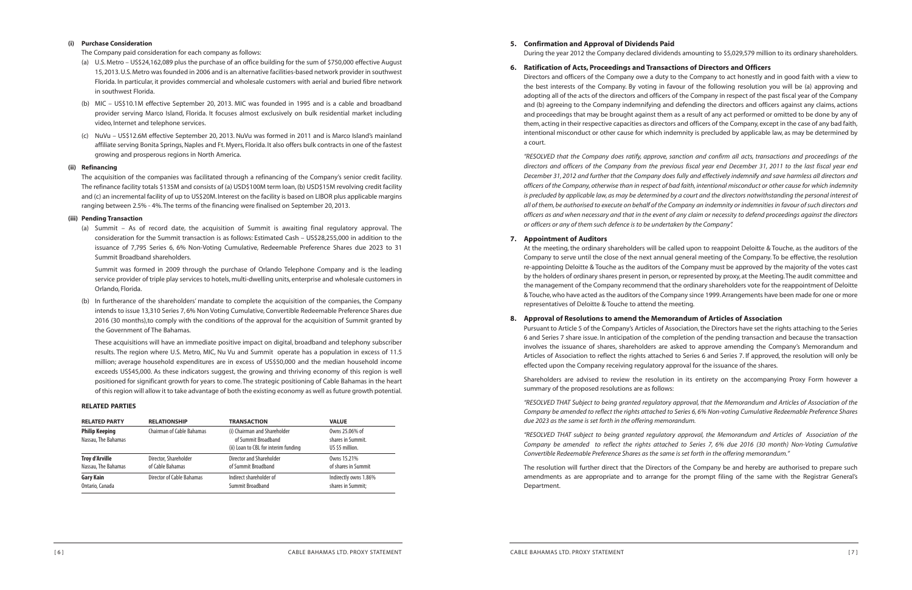#### (i) Purchase Consideration

The Company paid consideration for each company as follows:

(a) U.S. Metro – US$24,162,089 plus the purchase of an office building for the sum of $750,000 effective August 15, 2013. U.S. Metro was founded in 2006 and is an alternative facilities-based network provider in southwest Florida. In particular, it provides commercial and wholesale customers with aerial and buried fibre network in southwest Florida.

(b) MIC – US$10.1M effective September 20, 2013. MIC was founded in 1995 and is a cable and broadband provider serving Marco Island, Florida. It focuses almost exclusively on bulk residential market including video, Internet and telephone services.

(c) NuVu – US$12.6M effective September 20, 2013. NuVu was formed in 2011 and is Marco Island's mainland affiliate serving Bonita Springs, Naples and Ft. Myers, Florida. It also offers bulk contracts in one of the fastest growing and prosperous regions in North America.

#### (ii) Refinancing

The acquisition of the companies was facilitated through a refinancing of the Company's senior credit facility. The refinance facility totals $135M and consists of (a) USD$100M term loan, (b) USD$15M revolving credit facility and (c) an incremental facility of up to US$20M. Interest on the facility is based on LIBOR plus applicable margins ranging between 2.5% - 4%. The terms of the financing were finalised on September 20, 2013.

#### (iii) Pending Transaction

(a) Summit – As of record date, the acquisition of Summit is awaiting final regulatory approval. The consideration for the Summit transaction is as follows: Estimated Cash – US$28,255,000 in addition to the issuance of 7,795 Series 6, 6% Non-Voting Cumulative, Redeemable Preference Shares due 2023 to 31 Summit Broadband shareholders.

Summit was formed in 2009 through the purchase of Orlando Telephone Company and is the leading service provider of triple play services to hotels, multi-dwelling units, enterprise and wholesale customers in Orlando, Florida.

(b) In furtherance of the shareholders' mandate to complete the acquisition of the companies, the Company intends to issue 13,310 Series 7, 6% Non Voting Cumulative, Convertible Redeemable Preference Shares due 2016 (30 months),to comply with the conditions of the approval for the acquisition of Summit granted by the Government of The Bahamas.

These acquisitions will have an immediate positive impact on digital, broadband and telephony subscriber results. The region where U.S. Metro, MIC, Nu Vu and Summit operate has a population in excess of 11.5 million; average household expenditures are in excess of US$50,000 and the median household income exceeds US$45,000. As these indicators suggest, the growing and thriving economy of this region is well positioned for significant growth for years to come. The strategic positioning of Cable Bahamas in the heart of this region will allow it to take advantage of both the existing economy as well as future growth potential.

#### RELATED PARTIES

| RELATED PARTY | RELATIONSHIP | TRANSACTION | VALUE |
|---|---|---|---|
| **Philip Keeping**<br>Nassau, The Bahamas | Chairman of Cable Bahamas | (i) Chairman and Shareholder of Summit Broadband<br>(ii) Loan to CBL for interim funding | Owns 25.06% of shares in Summit.<br>US $5 million. |
| **Troy d'Arville**<br>Nassau, The Bahamas | Director, Shareholder of Cable Bahamas | Director and Shareholder of Summit Broadband | Owns 15.21% of shares in Summit |
| **Gary Kain**<br>Ontario, Canada | Director of Cable Bahamas | Indirect shareholder of Summit Broadband | Indirectly owns 1.86% shares in Summit; |

### 5. Confirmation and Approval of Dividends Paid

During the year 2012 the Company declared dividends amounting to $5,029,579 million to its ordinary shareholders.

### 6. Ratification of Acts, Proceedings and Transactions of Directors and Officers

Directors and officers of the Company owe a duty to the Company to act honestly and in good faith with a view to the best interests of the Company. By voting in favour of the following resolution you will be (a) approving and adopting all of the acts of the directors and officers of the Company in respect of the past fiscal year of the Company and (b) agreeing to the Company indemnifying and defending the directors and officers against any claims, actions and proceedings that may be brought against them as a result of any act performed or omitted to be done by any of them, acting in their respective capacities as directors and officers of the Company, except in the case of any bad faith, intentional misconduct or other cause for which indemnity is precluded by applicable law, as may be determined by a court.

*"RESOLVED that the Company does ratify, approve, sanction and confirm all acts, transactions and proceedings of the directors and officers of the Company from the previous fiscal year end December 31, 2011 to the last fiscal year end December 31, 2012 and further that the Company does fully and effectively indemnify and save harmless all directors and officers of the Company, otherwise than in respect of bad faith, intentional misconduct or other cause for which indemnity is precluded by applicable law, as may be determined by a court and the directors notwithstanding the personal interest of all of them, be authorised to execute on behalf of the Company an indemnity or indemnities in favour of such directors and officers as and when necessary and that in the event of any claim or necessity to defend proceedings against the directors or officers or any of them such defence is to be undertaken by the Company".*

### 7. Appointment of Auditors

At the meeting, the ordinary shareholders will be called upon to reappoint Deloitte & Touche, as the auditors of the Company to serve until the close of the next annual general meeting of the Company. To be effective, the resolution re-appointing Deloitte & Touche as the auditors of the Company must be approved by the majority of the votes cast by the holders of ordinary shares present in person, or represented by proxy, at the Meeting. The audit committee and the management of the Company recommend that the ordinary shareholders vote for the reappointment of Deloitte & Touche, who have acted as the auditors of the Company since 1999. Arrangements have been made for one or more representatives of Deloitte & Touche to attend the meeting.

### 8. Approval of Resolutions to amend the Memorandum of Articles of Association

Pursuant to Article 5 of the Company's Articles of Association, the Directors have set the rights attaching to the Series 6 and Series 7 share issue. In anticipation of the completion of the pending transaction and because the transaction involves the issuance of shares, shareholders are asked to approve amending the Company's Memorandum and Articles of Association to reflect the rights attached to Series 6 and Series 7. If approved, the resolution will only be effected upon the Company receiving regulatory approval for the issuance of the shares.

Shareholders are advised to review the resolution in its entirety on the accompanying Proxy Form however a summary of the proposed resolutions are as follows:

*"RESOLVED THAT Subject to being granted regulatory approval, that the Memorandum and Articles of Association of the Company be amended to reflect the rights attached to Series 6, 6% Non-voting Cumulative Redeemable Preference Shares due 2023 as the same is set forth in the offering memorandum.*

*"RESOLVED THAT subject to being granted regulatory approval, the Memorandum and Articles of Association of the Company be amended to reflect the rights attached to Series 7, 6% due 2016 (30 month) Non-Voting Cumulative Convertible Redeemable Preference Shares as the same is set forth in the offering memorandum."*

The resolution will further direct that the Directors of the Company be and hereby are authorised to prepare such amendments as are appropriate and to arrange for the prompt filing of the same with the Registrar General's Department.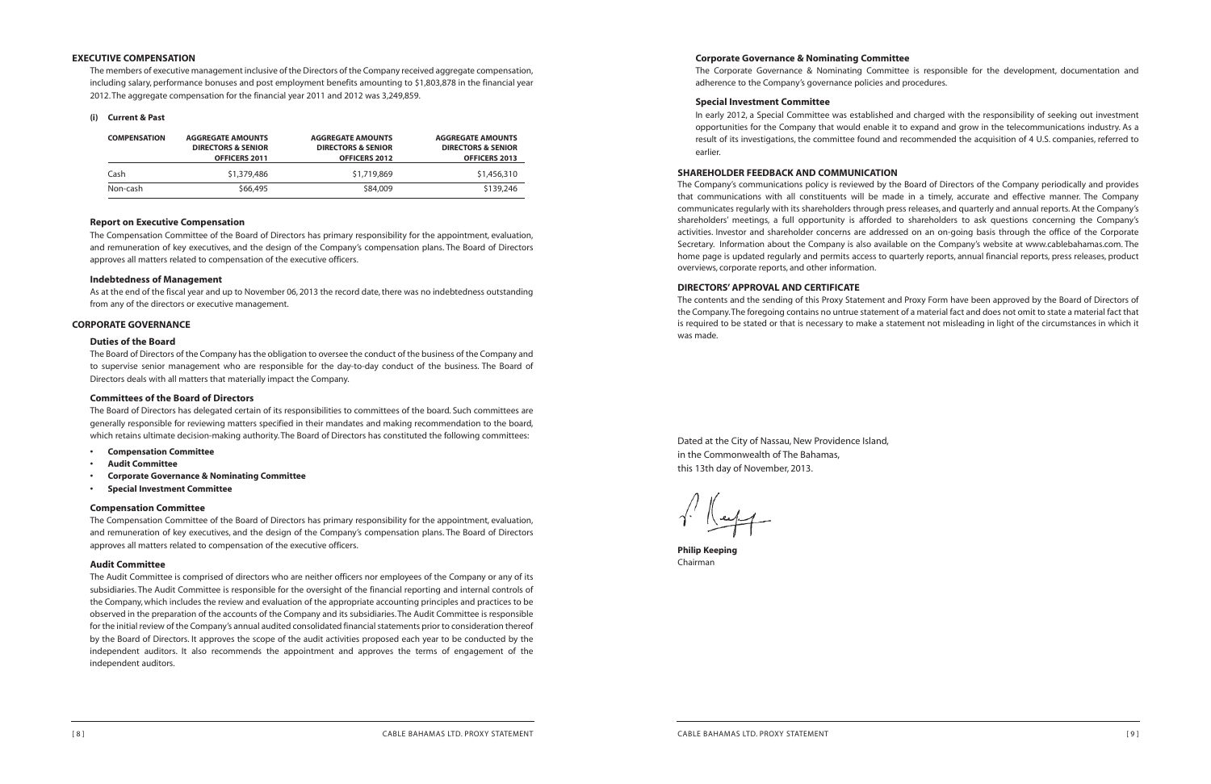## EXECUTIVE COMPENSATION

The members of executive management inclusive of the Directors of the Company received aggregate compensation, including salary, performance bonuses and post employment benefits amounting to $1,803,878 in the financial year 2012. The aggregate compensation for the financial year 2011 and 2012 was 3,249,859.

**(i) Current & Past**

| COMPENSATION | AGGREGATE AMOUNTS DIRECTORS & SENIOR OFFICERS 2011 | AGGREGATE AMOUNTS DIRECTORS & SENIOR OFFICERS 2012 | AGGREGATE AMOUNTS DIRECTORS & SENIOR OFFICERS 2013 |
|---|---|---|---|
| Cash | $1,379,486 | $1,719,869 | $1,456,310 |
| Non-cash | $66,495 | $84,009 | $139,246 |

### Report on Executive Compensation

The Compensation Committee of the Board of Directors has primary responsibility for the appointment, evaluation, and remuneration of key executives, and the design of the Company's compensation plans. The Board of Directors approves all matters related to compensation of the executive officers.

### Indebtedness of Management

As at the end of the fiscal year and up to November 06, 2013 the record date, there was no indebtedness outstanding from any of the directors or executive management.

## CORPORATE GOVERNANCE

### Duties of the Board

The Board of Directors of the Company has the obligation to oversee the conduct of the business of the Company and to supervise senior management who are responsible for the day-to-day conduct of the business. The Board of Directors deals with all matters that materially impact the Company.

### Committees of the Board of Directors

The Board of Directors has delegated certain of its responsibilities to committees of the board. Such committees are generally responsible for reviewing matters specified in their mandates and making recommendation to the board, which retains ultimate decision-making authority. The Board of Directors has constituted the following committees:

- **Compensation Committee**
- **Audit Committee**
- **Corporate Governance & Nominating Committee**
- **Special Investment Committee**

### Compensation Committee

The Compensation Committee of the Board of Directors has primary responsibility for the appointment, evaluation, and remuneration of key executives, and the design of the Company's compensation plans. The Board of Directors approves all matters related to compensation of the executive officers.

### Audit Committee

The Audit Committee is comprised of directors who are neither officers nor employees of the Company or any of its subsidiaries. The Audit Committee is responsible for the oversight of the financial reporting and internal controls of the Company, which includes the review and evaluation of the appropriate accounting principles and practices to be observed in the preparation of the accounts of the Company and its subsidiaries. The Audit Committee is responsible for the initial review of the Company's annual audited consolidated financial statements prior to consideration thereof by the Board of Directors. It approves the scope of the audit activities proposed each year to be conducted by the independent auditors. It also recommends the appointment and approves the terms of engagement of the independent auditors.

### Corporate Governance & Nominating Committee

The Corporate Governance & Nominating Committee is responsible for the development, documentation and adherence to the Company's governance policies and procedures.

### Special Investment Committee

In early 2012, a Special Committee was established and charged with the responsibility of seeking out investment opportunities for the Company that would enable it to expand and grow in the telecommunications industry. As a result of its investigations, the committee found and recommended the acquisition of 4 U.S. companies, referred to earlier.

## SHAREHOLDER FEEDBACK AND COMMUNICATION

The Company's communications policy is reviewed by the Board of Directors of the Company periodically and provides that communications with all constituents will be made in a timely, accurate and effective manner. The Company communicates regularly with its shareholders through press releases, and quarterly and annual reports. At the Company's shareholders' meetings, a full opportunity is afforded to shareholders to ask questions concerning the Company's activities. Investor and shareholder concerns are addressed on an on-going basis through the office of the Corporate Secretary. Information about the Company is also available on the Company's website at www.cablebahamas.com. The home page is updated regularly and permits access to quarterly reports, annual financial reports, press releases, product overviews, corporate reports, and other information.

## DIRECTORS' APPROVAL AND CERTIFICATE

The contents and the sending of this Proxy Statement and Proxy Form have been approved by the Board of Directors of the Company. The foregoing contains no untrue statement of a material fact and does not omit to state a material fact that is required to be stated or that is necessary to make a statement not misleading in light of the circumstances in which it was made.

Dated at the City of Nassau, New Providence Island,
in the Commonwealth of The Bahamas,
this 13th day of November, 2013.

**Philip Keeping**
Chairman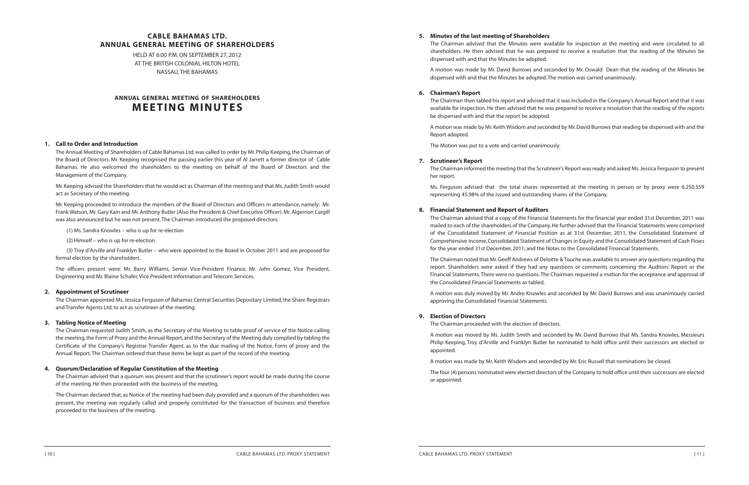# CABLE BAHAMAS LTD.
# ANNUAL GENERAL MEETING OF SHAREHOLDERS

HELD AT 6:00 P.M. ON SEPTEMBER 27, 2012
AT THE BRITISH COLONIAL HILTON HOTEL
NASSAU, THE BAHAMAS

## ANNUAL GENERAL MEETING OF SHAREHOLDERS
## MEETING MINUTES

### 1. Call to Order and Introduction

The Annual Meeting of Shareholders of Cable Bahamas Ltd. was called to order by Mr. Philip Keeping, the Chairman of the Board of Directors. Mr. Keeping recognised the passing earlier this year of Al Jarrett a former director of Cable Bahamas. He also welcomed the shareholders to the meeting on behalf of the Board of Directors and the Management of the Company.

Mr. Keeping advised the Shareholders that he would act as Chairman of the meeting and that Ms. Judith Smith would act as Secretary of the meeting.

Mr. Keeping proceeded to introduce the members of the Board of Directors and Officers in attendance, namely: Mr. Frank Watson, Mr. Gary Kain and Mr. Anthony Butler (Also the President & Chief Executive Officer). Mr. Algernon Cargill was also announced but he was not present. The Chairman introduced the proposed directors:

(1) Ms. Sandra Knowles – who is up for re-election

(2) Himself – who is up for re-election

(3) Troy d'Arville and Franklyn Butler – who were appointed to the Board in October 2011 and are proposed for formal election by the shareholders.

The officers present were: Mr. Barry Williams, Senior Vice-President Finance, Mr. John Gomez, Vice President, Engineering and Mr. Blaine Schafer, Vice President Information and Telecom Services.

### 2. Appointment of Scrutineer

The Chairman appointed Ms. Jessica Ferguson of Bahamas Central Securities Depositary Limited, the Share Registrars and Transfer Agents Ltd. to act as scrutineer of the meeting.

### 3. Tabling Notice of Meeting

The Chairman requested Judith Smith, as the Secretary of the Meeting to table proof of service of the Notice calling the meeting, the Form of Proxy and the Annual Report, and the Secretary of the Meeting duly complied by tabling the Certificate of the Company's Registrar Transfer Agent, as to the due mailing of the Notice, Form of proxy and the Annual Report. The Chairman ordered that these items be kept as part of the record of the meeting.

### 4. Quorum/Declaration of Regular Constitution of the Meeting

The Chairman advised that a quorum was present and that the scrutineer's report would be made during the course of the meeting. He then proceeded with the business of the meeting.

The Chairman declared that, as Notice of the meeting had been duly provided and a quorum of the shareholders was present, the meeting was regularly called and properly constituted for the transaction of business and therefore proceeded to the business of the meeting.

### 5. Minutes of the last meeting of Shareholders

The Chairman advised that the Minutes were available for inspection at the meeting and were circulated to all shareholders. He then advised that he was prepared to receive a resolution that the reading of the Minutes be dispensed with and that the Minutes be adopted.

A motion was made by Mr. David Burrows and seconded by Mr. Oswald Dean that the reading of the Minutes be dispensed with and that the Minutes be adopted. The motion was carried unanimously.

### 6. Chairman's Report

The Chairman then tabled his report and advised that it was included in the Company's Annual Report and that it was available for inspection. He then advised that he was prepared to receive a resolution that the reading of the reports be dispensed with and that the report be adopted.

A motion was made by Mr. Keith Wisdom and seconded by Mr. David Burrows that reading be dispensed with and the Report adopted.

The Motion was put to a vote and carried unanimously.

### 7. Scrutineer's Report

The Chairman informed the meeting that the Scrutineer's Report was ready and asked Ms. Jessica Ferguson to present her report.

Ms. Ferguson advised that the total shares represented at the meeting in person or by proxy were 6,250,559 representing 45.98% of the issued and outstanding shares of the Company.

### 8. Financial Statement and Report of Auditors

The Chairman advised that a copy of the Financial Statements for the financial year ended 31st December, 2011 was mailed to each of the shareholders of the Company. He further advised that the Financial Statements were comprised of the Consolidated Statement of Financial Position as at 31st December, 2011, the Consolidated Statement of Comprehensive Income, Consolidated Statement of Changes in Equity and the Consolidated Statement of Cash Flows for the year ended 31st December, 2011; and the Notes to the Consolidated Financial Statements.

The Chairman noted that Mr. Geoff Andrews of Deloitte & Touche was available to answer any questions regarding the report. Shareholders were asked if they had any questions or comments concerning the Auditors' Report or the Financial Statements. There were no questions. The Chairman requested a motion for the acceptance and approval of the Consolidated Financial Statements as tabled.

A motion was duly moved by Mr. Andre Knowles and seconded by Mr. David Burrows and was unanimously carried approving the Consolidated Financial Statements.

### 9. Election of Directors

The Chairman proceeded with the election of directors.

A motion was moved by Ms. Judith Smith and seconded by Mr. David Burrows that Ms. Sandra Knowles, Messieurs Philip Keeping, Troy d'Arville and Franklyn Butler be nominated to hold office until their successors are elected or appointed.

A motion was made by Mr. Keith Wisdom and seconded by Mr. Eric Russell that nominations be closed.

The four (4) persons nominated were elected directors of the Company to hold office until their successors are elected or appointed.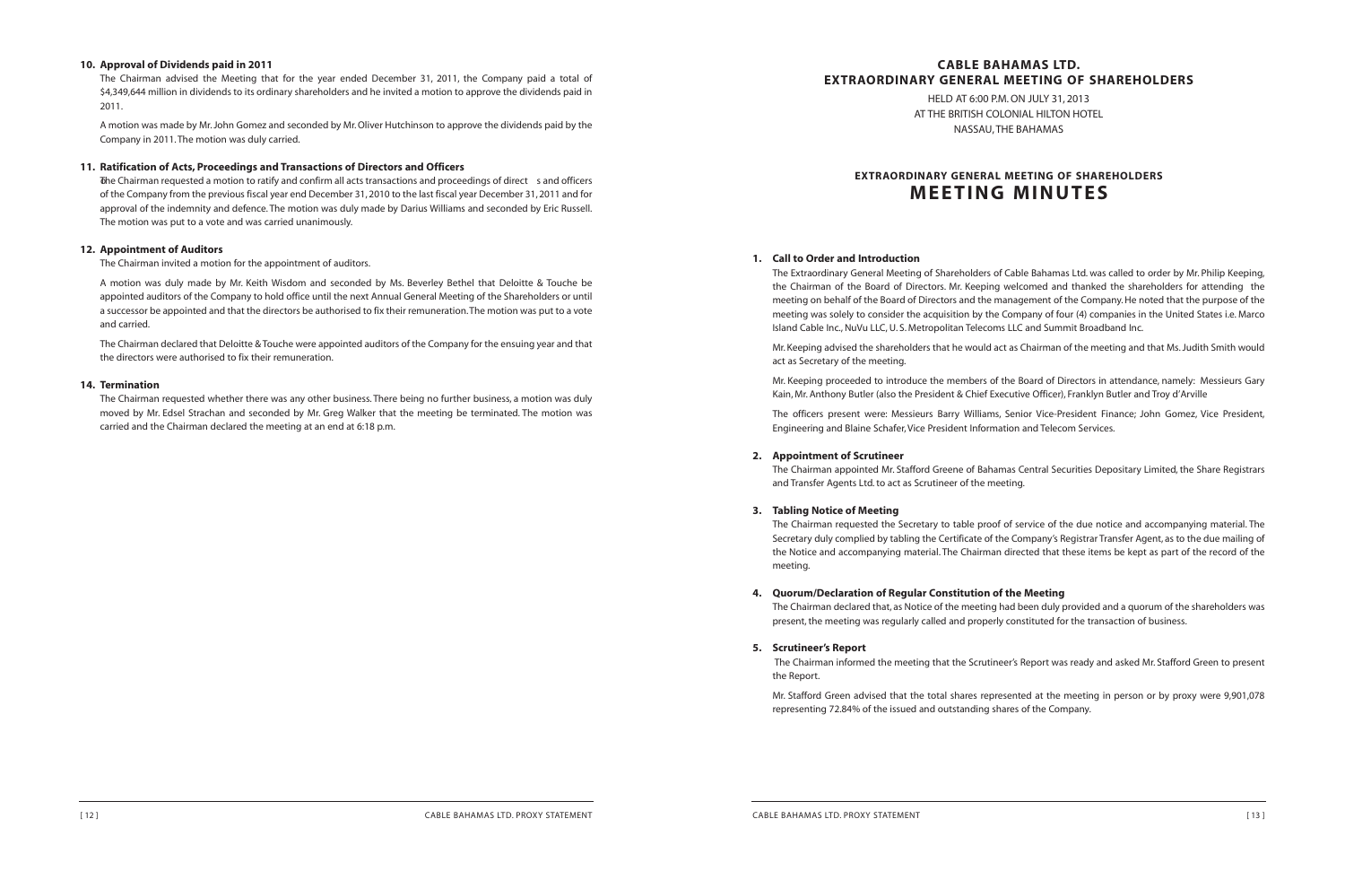**10. Approval of Dividends paid in 2011**

The Chairman advised the Meeting that for the year ended December 31, 2011, the Company paid a total of $4,349,644 million in dividends to its ordinary shareholders and he invited a motion to approve the dividends paid in 2011.

A motion was made by Mr. John Gomez and seconded by Mr. Oliver Hutchinson to approve the dividends paid by the Company in 2011. The motion was duly carried.

**11. Ratification of Acts, Proceedings and Transactions of Directors and Officers**

The Chairman requested a motion to ratify and confirm all acts transactions and proceedings of direct s and officers of the Company from the previous fiscal year end December 31, 2010 to the last fiscal year December 31, 2011 and for approval of the indemnity and defence. The motion was duly made by Darius Williams and seconded by Eric Russell. The motion was put to a vote and was carried unanimously.

**12. Appointment of Auditors**

The Chairman invited a motion for the appointment of auditors.

A motion was duly made by Mr. Keith Wisdom and seconded by Ms. Beverley Bethel that Deloitte & Touche be appointed auditors of the Company to hold office until the next Annual General Meeting of the Shareholders or until a successor be appointed and that the directors be authorised to fix their remuneration. The motion was put to a vote and carried.

The Chairman declared that Deloitte & Touche were appointed auditors of the Company for the ensuing year and that the directors were authorised to fix their remuneration.

**14. Termination**

The Chairman requested whether there was any other business. There being no further business, a motion was duly moved by Mr. Edsel Strachan and seconded by Mr. Greg Walker that the meeting be terminated. The motion was carried and the Chairman declared the meeting at an end at 6:18 p.m.

# CABLE BAHAMAS LTD.
# EXTRAORDINARY GENERAL MEETING OF SHAREHOLDERS

HELD AT 6:00 P.M. ON JULY 31, 2013
AT THE BRITISH COLONIAL HILTON HOTEL
NASSAU, THE BAHAMAS

## EXTRAORDINARY GENERAL MEETING OF SHAREHOLDERS
## MEETING MINUTES

**1. Call to Order and Introduction**

The Extraordinary General Meeting of Shareholders of Cable Bahamas Ltd. was called to order by Mr. Philip Keeping, the Chairman of the Board of Directors. Mr. Keeping welcomed and thanked the shareholders for attending the meeting on behalf of the Board of Directors and the management of the Company. He noted that the purpose of the meeting was solely to consider the acquisition by the Company of four (4) companies in the United States i.e. Marco Island Cable Inc., NuVu LLC, U. S. Metropolitan Telecoms LLC and Summit Broadband Inc.

Mr. Keeping advised the shareholders that he would act as Chairman of the meeting and that Ms. Judith Smith would act as Secretary of the meeting.

Mr. Keeping proceeded to introduce the members of the Board of Directors in attendance, namely: Messieurs Gary Kain, Mr. Anthony Butler (also the President & Chief Executive Officer), Franklyn Butler and Troy d'Arville

The officers present were: Messieurs Barry Williams, Senior Vice-President Finance; John Gomez, Vice President, Engineering and Blaine Schafer, Vice President Information and Telecom Services.

**2. Appointment of Scrutineer**

The Chairman appointed Mr. Stafford Greene of Bahamas Central Securities Depositary Limited, the Share Registrars and Transfer Agents Ltd. to act as Scrutineer of the meeting.

**3. Tabling Notice of Meeting**

The Chairman requested the Secretary to table proof of service of the due notice and accompanying material. The Secretary duly complied by tabling the Certificate of the Company's Registrar Transfer Agent, as to the due mailing of the Notice and accompanying material. The Chairman directed that these items be kept as part of the record of the meeting.

**4. Quorum/Declaration of Regular Constitution of the Meeting**

The Chairman declared that, as Notice of the meeting had been duly provided and a quorum of the shareholders was present, the meeting was regularly called and properly constituted for the transaction of business.

**5. Scrutineer's Report**

The Chairman informed the meeting that the Scrutineer's Report was ready and asked Mr. Stafford Green to present the Report.

Mr. Stafford Green advised that the total shares represented at the meeting in person or by proxy were 9,901,078 representing 72.84% of the issued and outstanding shares of the Company.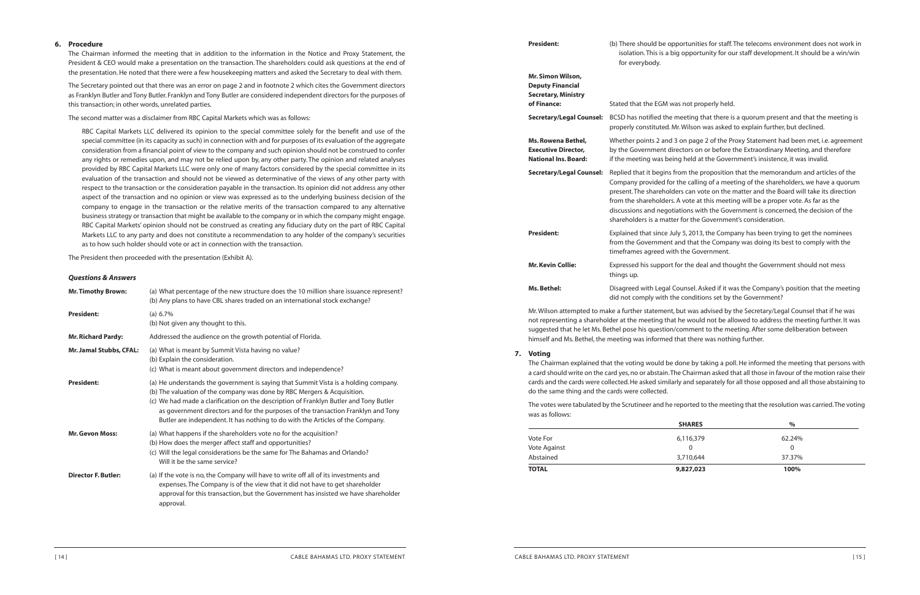## 6. Procedure

The Chairman informed the meeting that in addition to the information in the Notice and Proxy Statement, the President & CEO would make a presentation on the transaction. The shareholders could ask questions at the end of the presentation. He noted that there were a few housekeeping matters and asked the Secretary to deal with them.

The Secretary pointed out that there was an error on page 2 and in footnote 2 which cites the Government directors as Franklyn Butler and Tony Butler. Franklyn and Tony Butler are considered independent directors for the purposes of this transaction; in other words, unrelated parties.

The second matter was a disclaimer from RBC Capital Markets which was as follows:

> RBC Capital Markets LLC delivered its opinion to the special committee solely for the benefit and use of the special committee (in its capacity as such) in connection with and for purposes of its evaluation of the aggregate consideration from a financial point of view to the company and such opinion should not be construed to confer any rights or remedies upon, and may not be relied upon by, any other party. The opinion and related analyses provided by RBC Capital Markets LLC were only one of many factors considered by the special committee in its evaluation of the transaction and should not be viewed as determinative of the views of any other party with respect to the transaction or the consideration payable in the transaction. Its opinion did not address any other aspect of the transaction and no opinion or view was expressed as to the underlying business decision of the company to engage in the transaction or the relative merits of the transaction compared to any alternative business strategy or transaction that might be available to the company or in which the company might engage. RBC Capital Markets' opinion should not be construed as creating any fiduciary duty on the part of RBC Capital Markets LLC to any party and does not constitute a recommendation to any holder of the company's securities as to how such holder should vote or act in connection with the transaction.

The President then proceeded with the presentation (Exhibit A).

### *Questions & Answers*

**Mr. Timothy Brown:** (a) What percentage of the new structure does the 10 million share issuance represent? (b) Any plans to have CBL shares traded on an international stock exchange?

**President:** (a) 6.7% (b) Not given any thought to this.

**Mr. Richard Pardy:** Addressed the audience on the growth potential of Florida.

**Mr. Jamal Stubbs, CFAL:** (a) What is meant by Summit Vista having no value? (b) Explain the consideration. (c) What is meant about government directors and independence?

**President:** (a) He understands the government is saying that Summit Vista is a holding company. (b) The valuation of the company was done by RBC Mergers & Acquisition. (c) We had made a clarification on the description of Franklyn Butler and Tony Butler as government directors and for the purposes of the transaction Franklyn and Tony Butler are independent. It has nothing to do with the Articles of the Company.

**Mr. Gevon Moss:** (a) What happens if the shareholders vote no for the acquisition? (b) How does the merger affect staff and opportunities? (c) Will the legal considerations be the same for The Bahamas and Orlando? Will it be the same service?

**Director F. Butler:** (a) If the vote is no, the Company will have to write off all of its investments and expenses. The Company is of the view that it did not have to get shareholder approval for this transaction, but the Government has insisted we have shareholder approval.

**President:** (b) There should be opportunities for staff. The telecoms environment does not work in isolation. This is a big opportunity for our staff development. It should be a win/win for everybody.

**Mr. Simon Wilson, Deputy Financial Secretary, Ministry of Finance:** Stated that the EGM was not properly held.

**Secretary/Legal Counsel:** BCSD has notified the meeting that there is a quorum present and that the meeting is properly constituted. Mr. Wilson was asked to explain further, but declined.

**Ms. Rowena Bethel, Executive Director, National Ins. Board:** Whether points 2 and 3 on page 2 of the Proxy Statement had been met, i.e. agreement by the Government directors on or before the Extraordinary Meeting, and therefore if the meeting was being held at the Government's insistence, it was invalid.

**Secretary/Legal Counsel:** Replied that it begins from the proposition that the memorandum and articles of the Company provided for the calling of a meeting of the shareholders, we have a quorum present. The shareholders can vote on the matter and the Board will take its direction from the shareholders. A vote at this meeting will be a proper vote. As far as the discussions and negotiations with the Government is concerned, the decision of the shareholders is a matter for the Government's consideration.

**President:** Explained that since July 5, 2013, the Company has been trying to get the nominees from the Government and that the Company was doing its best to comply with the timeframes agreed with the Government.

**Mr. Kevin Collie:** Expressed his support for the deal and thought the Government should not mess things up.

**Ms. Bethel:** Disagreed with Legal Counsel. Asked if it was the Company's position that the meeting did not comply with the conditions set by the Government?

Mr. Wilson attempted to make a further statement, but was advised by the Secretary/Legal Counsel that if he was not representing a shareholder at the meeting that he would not be allowed to address the meeting further. It was suggested that he let Ms. Bethel pose his question/comment to the meeting. After some deliberation between himself and Ms. Bethel, the meeting was informed that there was nothing further.

## 7. Voting

The Chairman explained that the voting would be done by taking a poll. He informed the meeting that persons with a card should write on the card yes, no or abstain. The Chairman asked that all those in favour of the motion raise their cards and the cards were collected. He asked similarly and separately for all those opposed and all those abstaining to do the same thing and the cards were collected.

The votes were tabulated by the Scrutineer and he reported to the meeting that the resolution was carried. The voting was as follows:

| | SHARES | % |
|---|---|---|
| Vote For | 6,116,379 | 62.24% |
| Vote Against | 0 | 0 |
| Abstained | 3,710,644 | 37.37% |
| **TOTAL** | **9,827,023** | **100%** |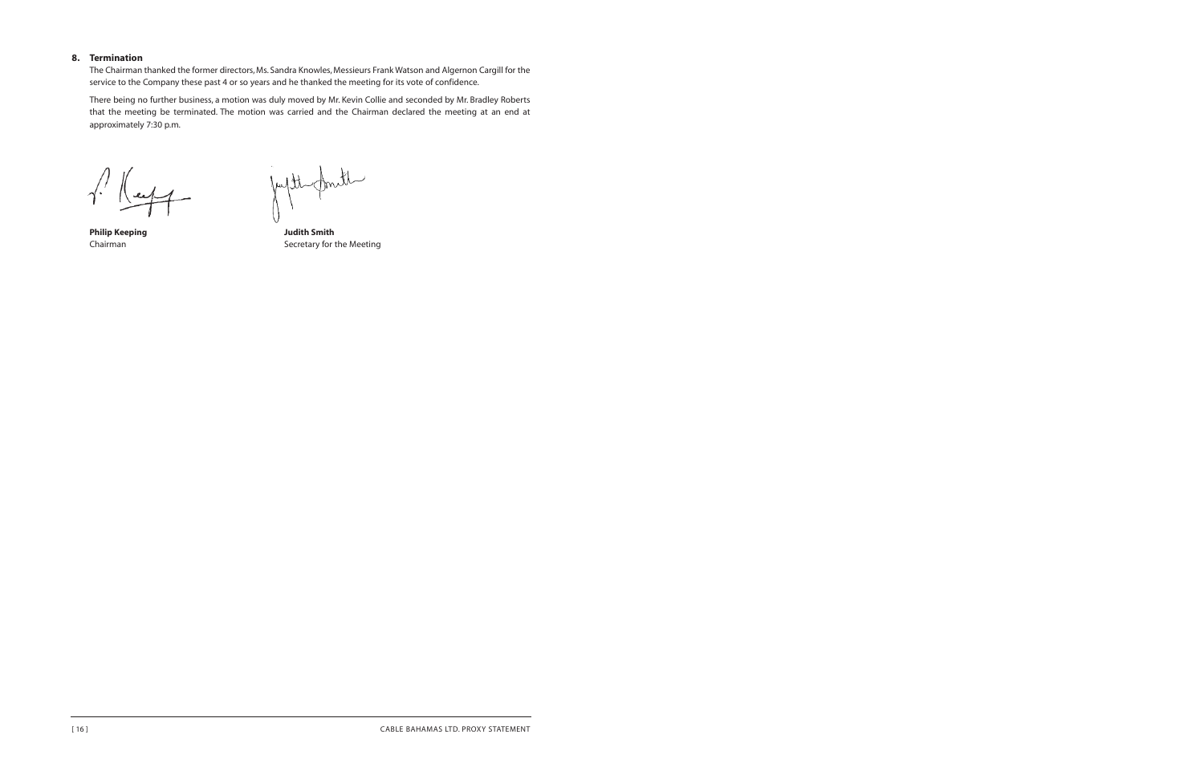## 8. Termination

The Chairman thanked the former directors, Ms. Sandra Knowles, Messieurs Frank Watson and Algernon Cargill for the service to the Company these past 4 or so years and he thanked the meeting for its vote of confidence.

There being no further business, a motion was duly moved by Mr. Kevin Collie and seconded by Mr. Bradley Roberts that the meeting be terminated. The motion was carried and the Chairman declared the meeting at an end at approximately 7:30 p.m.

**Philip Keeping**
Chairman

**Judith Smith**
Secretary for the Meeting